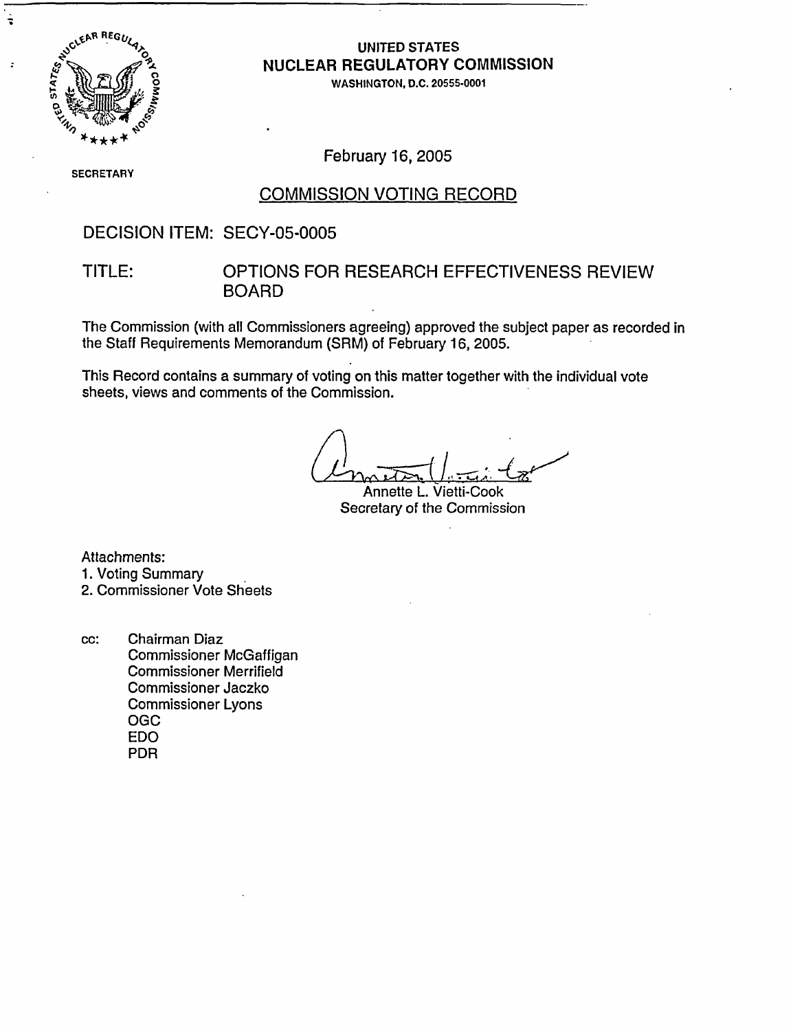# UNITED STATES NUCLEAR REGULATORY COMMISSION

WASHINGTON, D.C. 20555-0001

SECRETARY

February 16, 2005

## COMMISSION VOTING RECORD

DECISION ITEM: SECY-05-0005

TITLE: OPTIONS FOR RESEARCH EFFECTIVENESS REVIEW BOARD

The Commission (with all Commissioners agreeing) approved the subject paper as recorded in the Staff Requirements Memorandum (SRM) of February 16, 2005.

This Record contains a summary of voting on this matter together with the individual vote sheets, views and comments of the Commission.

Annette L. Vietti-Cook
Secretary of the Commission

Attachments:
1. Voting Summary
2. Commissioner Vote Sheets

cc: Chairman Diaz
Commissioner McGaffigan
Commissioner Merrifield
Commissioner Jaczko
Commissioner Lyons
OGC
EDO
PDR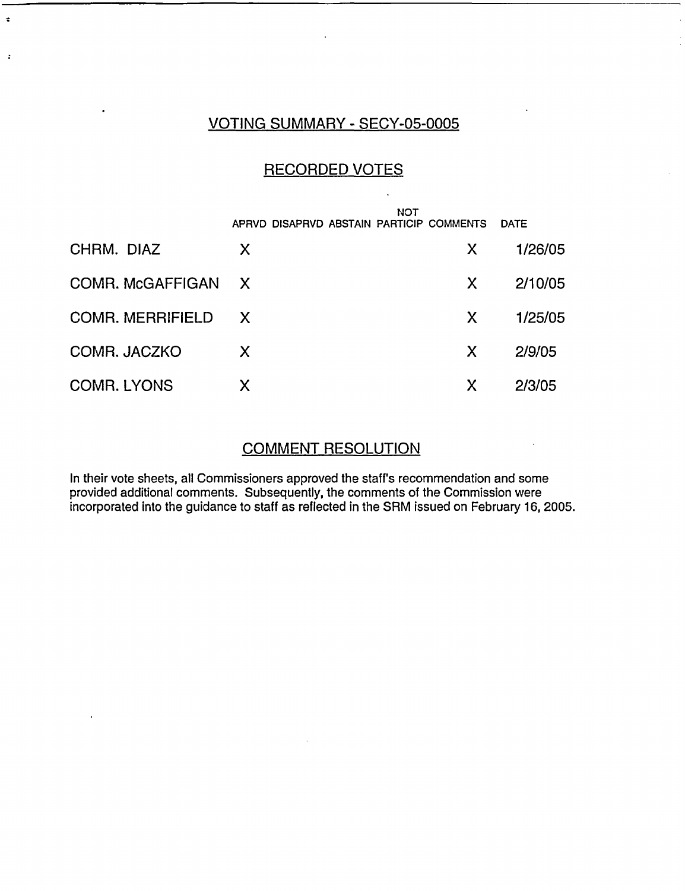## VOTING SUMMARY - SECY-05-0005

## RECORDED VOTES

| | APRVD | DISAPRVD | ABSTAIN | NOT PARTICIP | COMMENTS | DATE |
|---|---|---|---|---|---|---|
| CHRM. DIAZ | X | | | | X | 1/26/05 |
| COMR. McGAFFIGAN | X | | | | X | 2/10/05 |
| COMR. MERRIFIELD | X | | | | X | 1/25/05 |
| COMR. JACZKO | X | | | | X | 2/9/05 |
| COMR. LYONS | X | | | | X | 2/3/05 |

## COMMENT RESOLUTION

In their vote sheets, all Commissioners approved the staff's recommendation and some provided additional comments. Subsequently, the comments of the Commission were incorporated into the guidance to staff as reflected in the SRM issued on February 16, 2005.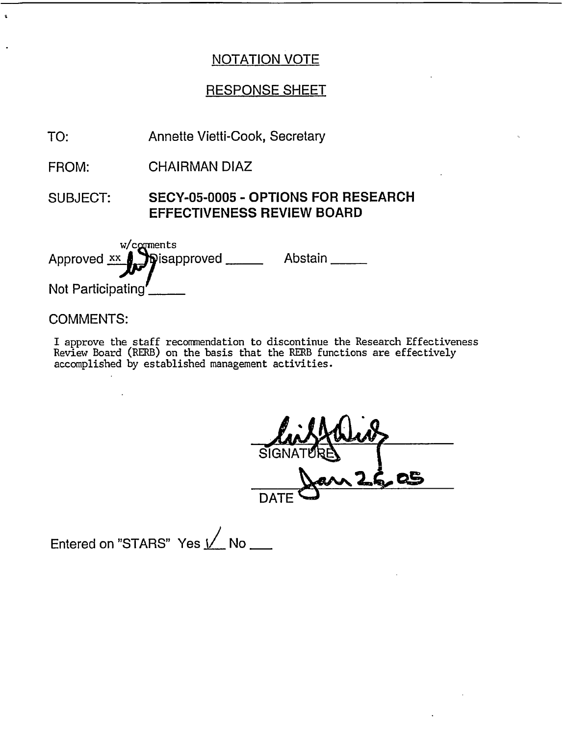## NOTATION VOTE

## RESPONSE SHEET

TO: Annette Vietti-Cook, Secretary

FROM: CHAIRMAN DIAZ

SUBJECT: **SECY-05-0005 - OPTIONS FOR RESEARCH EFFECTIVENESS REVIEW BOARD**

Approved xx w/comments Disapproved _____ Abstain _____

Not Participating _____

COMMENTS:

I approve the staff recommendation to discontinue the Research Effectiveness Review Board (RERB) on the basis that the RERB functions are effectively accomplished by established management activities.

SIGNATURE

Jan 26, 05

DATE

Entered on "STARS" Yes ✓ No ___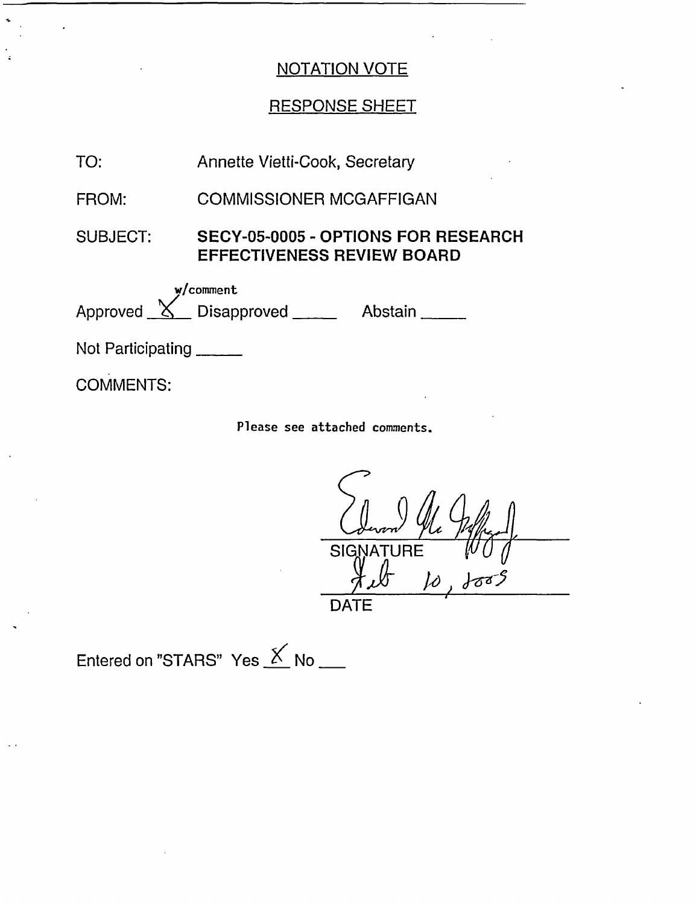## NOTATION VOTE

## RESPONSE SHEET

TO: Annette Vietti-Cook, Secretary

FROM: COMMISSIONER MCGAFFIGAN

SUBJECT: **SECY-05-0005 - OPTIONS FOR RESEARCH EFFECTIVENESS REVIEW BOARD**

Approved X w/comment Disapproved _____ Abstain _____

Not Participating _____

COMMENTS:

Please see attached comments.

Edward McGaffigan

SIGNATURE

Feb 10, 2005

DATE

Entered on "STARS" Yes X No ___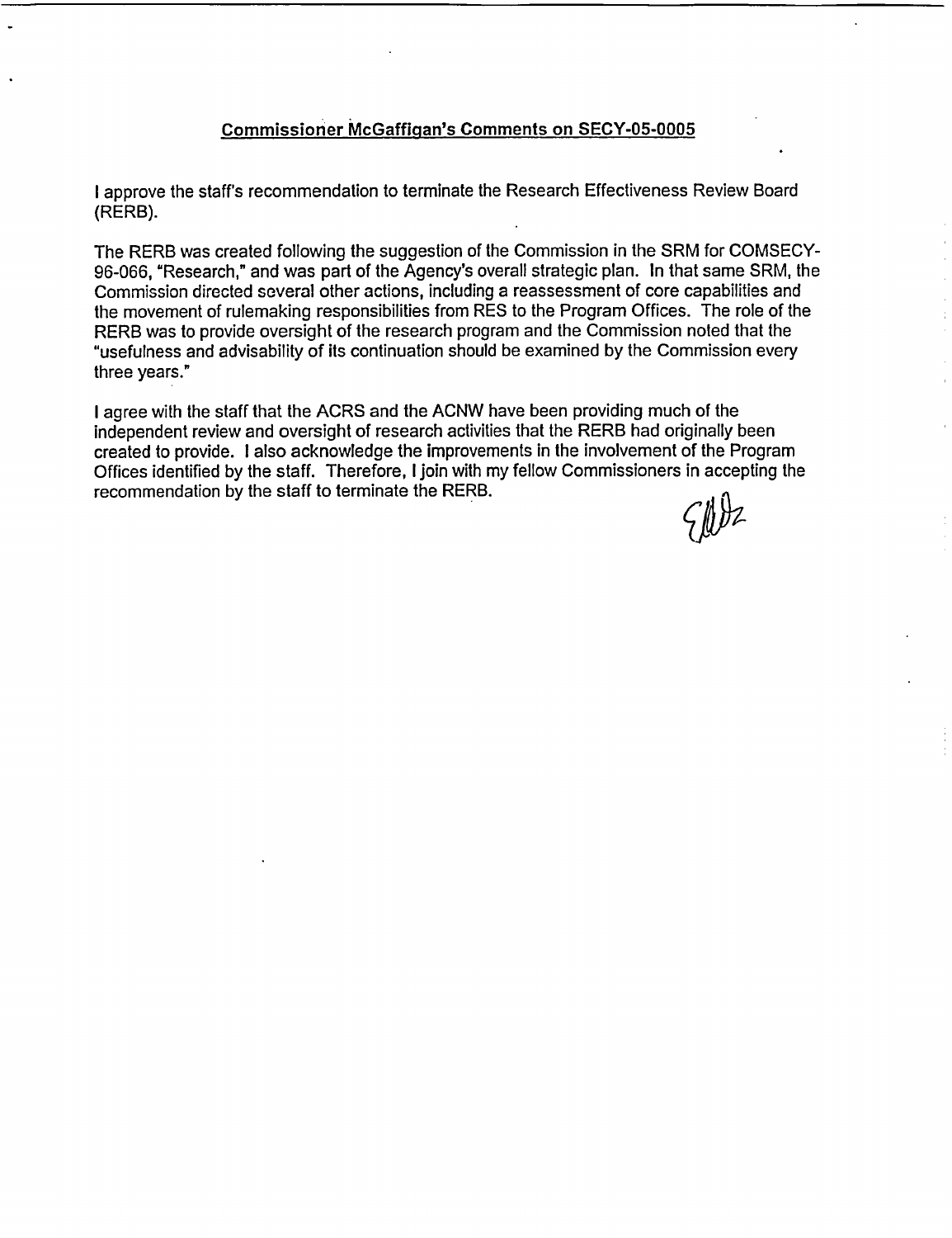## Commissioner McGaffigan's Comments on SECY-05-0005

I approve the staff's recommendation to terminate the Research Effectiveness Review Board (RERB).

The RERB was created following the suggestion of the Commission in the SRM for COMSECY-96-066, "Research," and was part of the Agency's overall strategic plan. In that same SRM, the Commission directed several other actions, including a reassessment of core capabilities and the movement of rulemaking responsibilities from RES to the Program Offices. The role of the RERB was to provide oversight of the research program and the Commission noted that the "usefulness and advisability of its continuation should be examined by the Commission every three years."

I agree with the staff that the ACRS and the ACNW have been providing much of the independent review and oversight of research activities that the RERB had originally been created to provide. I also acknowledge the improvements in the involvement of the Program Offices identified by the staff. Therefore, I join with my fellow Commissioners in accepting the recommendation by the staff to terminate the RERB.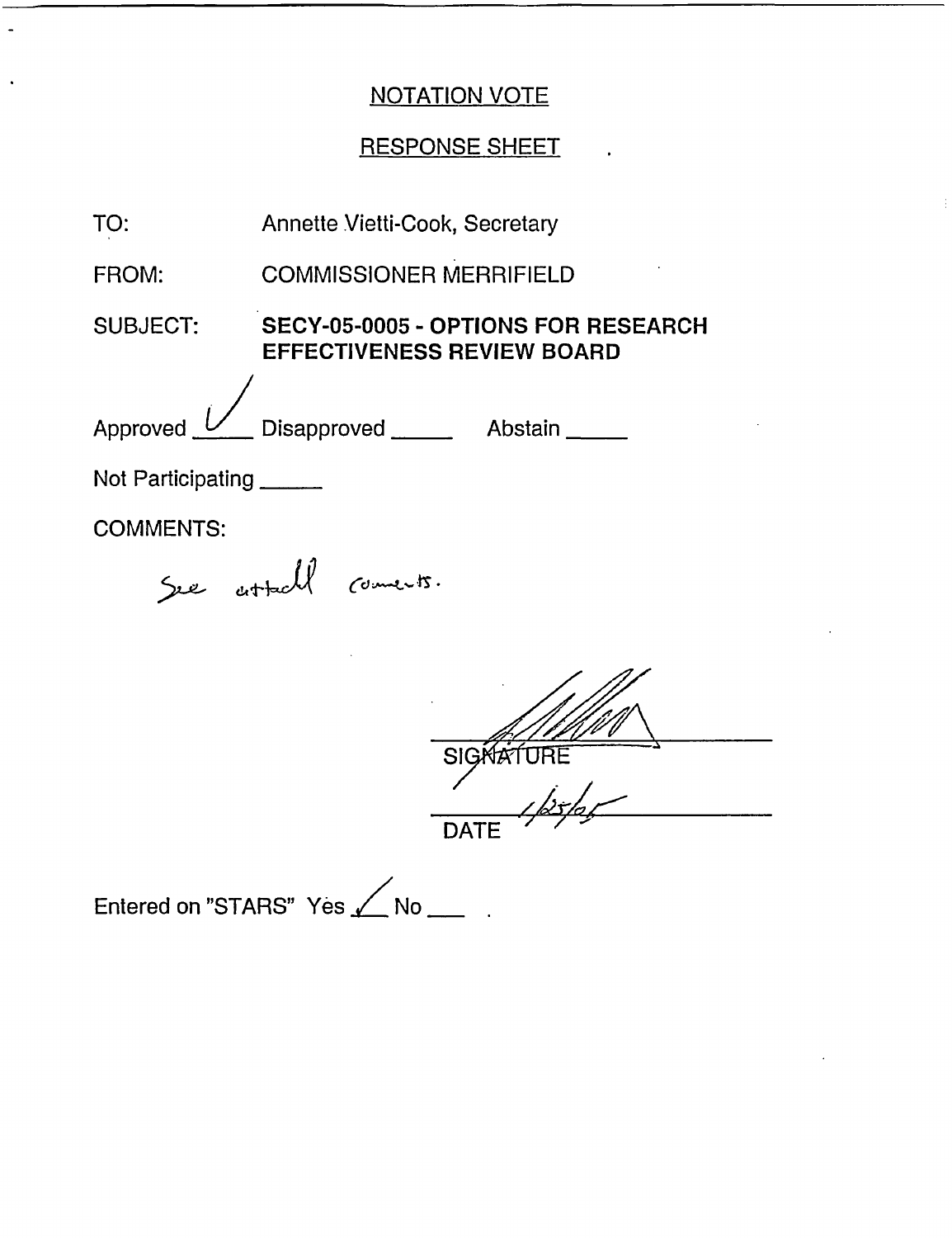## NOTATION VOTE

## RESPONSE SHEET

TO: Annette Vietti-Cook, Secretary

FROM: COMMISSIONER MERRIFIELD

SUBJECT: **SECY-05-0005 - OPTIONS FOR RESEARCH EFFECTIVENESS REVIEW BOARD**

Approved ✓ Disapproved _____ Abstain _____

Not Participating _____

COMMENTS:

See attached comments.

SIGNATURE

DATE 1/25/05

Entered on "STARS" Yes ✓ No ___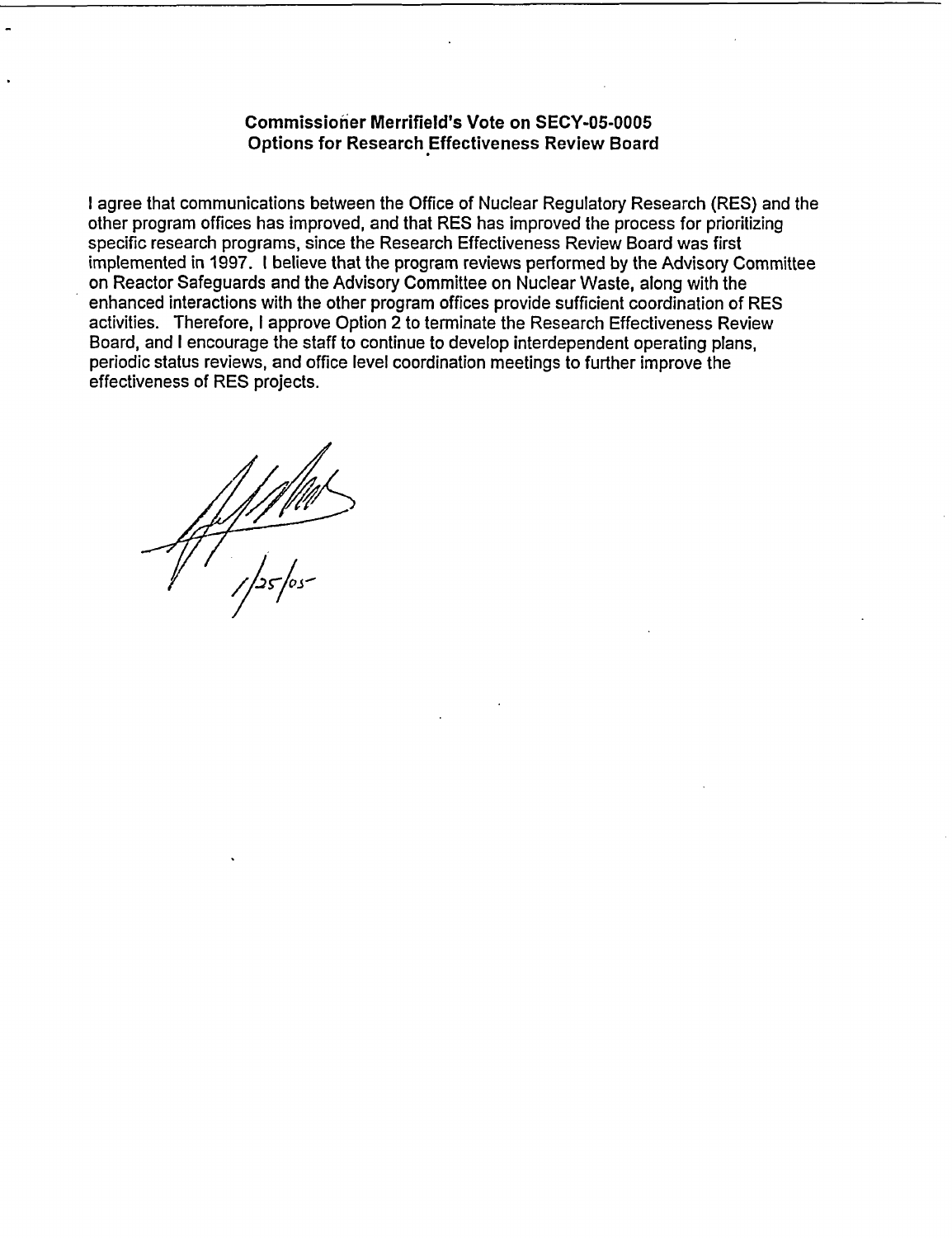**Commissioner Merrifield's Vote on SECY-05-0005**
**Options for Research Effectiveness Review Board**

I agree that communications between the Office of Nuclear Regulatory Research (RES) and the other program offices has improved, and that RES has improved the process for prioritizing specific research programs, since the Research Effectiveness Review Board was first implemented in 1997. I believe that the program reviews performed by the Advisory Committee on Reactor Safeguards and the Advisory Committee on Nuclear Waste, along with the enhanced interactions with the other program offices provide sufficient coordination of RES activities. Therefore, I approve Option 2 to terminate the Research Effectiveness Review Board, and I encourage the staff to continue to develop interdependent operating plans, periodic status reviews, and office level coordination meetings to further improve the effectiveness of RES projects.

1/25/05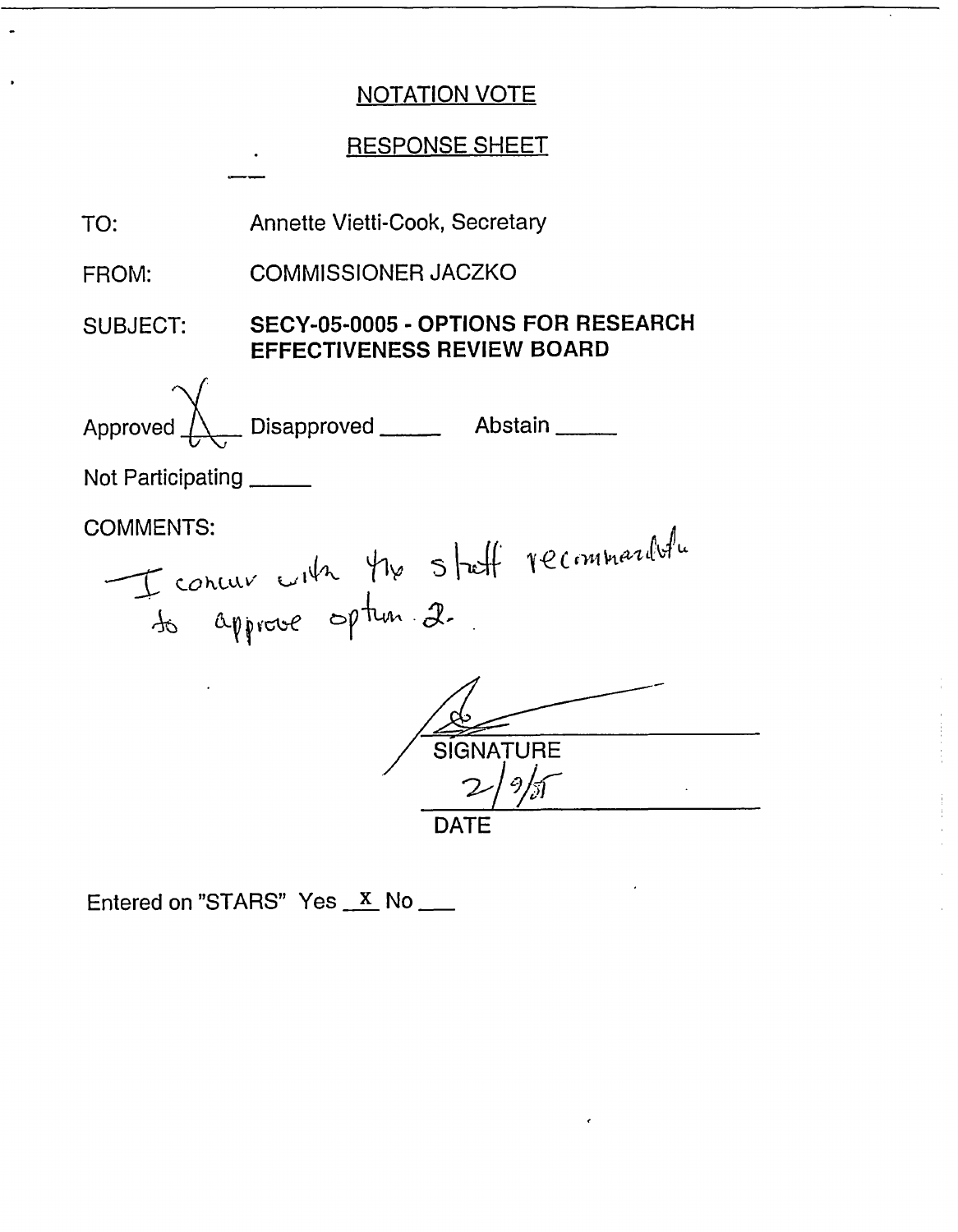# NOTATION VOTE

## RESPONSE SHEET

TO: Annette Vietti-Cook, Secretary

FROM: COMMISSIONER JACZKO

SUBJECT: **SECY-05-0005 - OPTIONS FOR RESEARCH EFFECTIVENESS REVIEW BOARD**

Approved X Disapproved _____ Abstain _____

Not Participating _____

COMMENTS:

I concur with the staff recommendation to approve option 2.

SIGNATURE

2/9/05

DATE

Entered on "STARS" Yes X No ___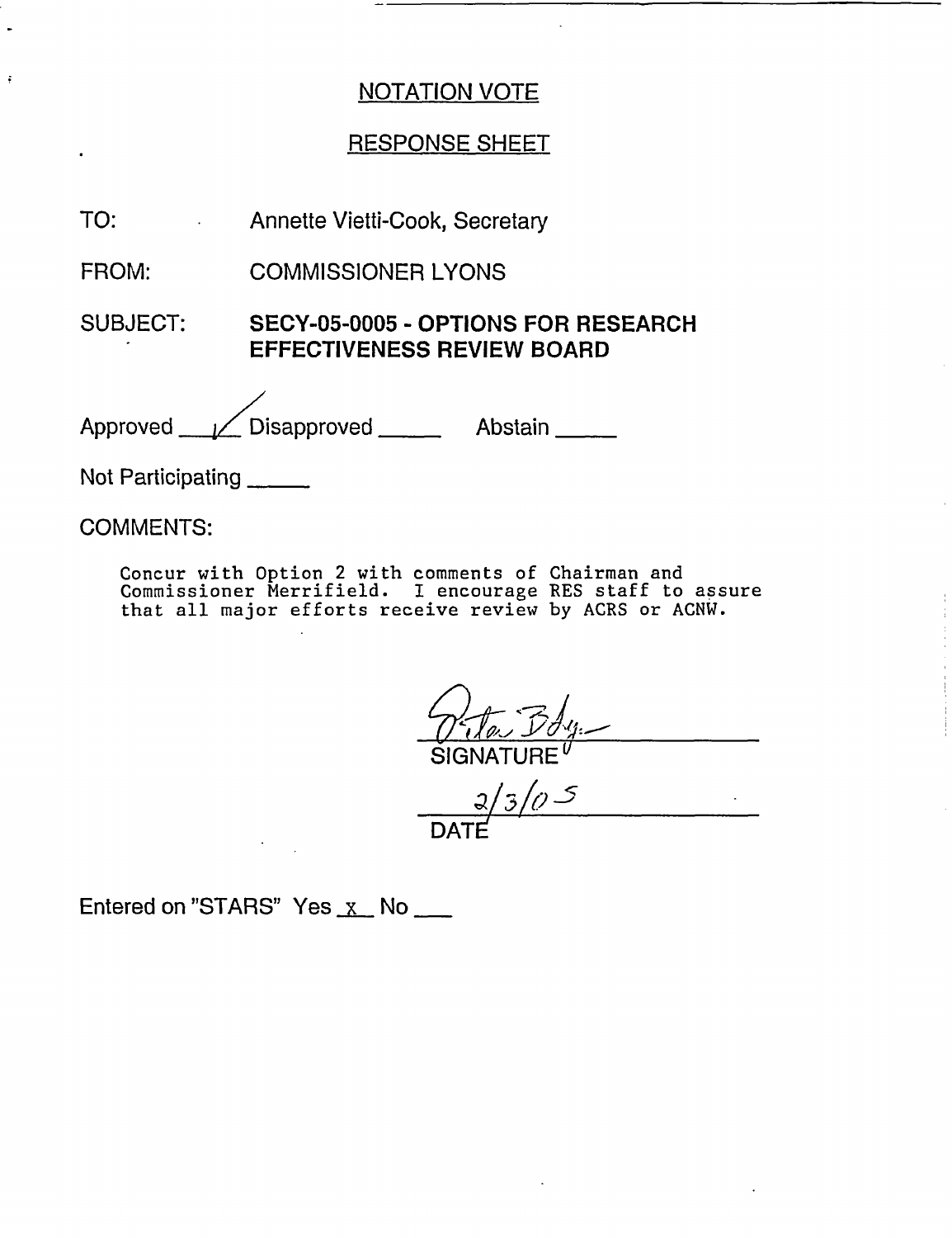## NOTATION VOTE

## RESPONSE SHEET

TO: Annette Vietti-Cook, Secretary

FROM: COMMISSIONER LYONS

SUBJECT: **SECY-05-0005 - OPTIONS FOR RESEARCH EFFECTIVENESS REVIEW BOARD**

Approved __✓__ Disapproved _____ Abstain _____

Not Participating _____

COMMENTS:

Concur with Option 2 with comments of Chairman and Commissioner Merrifield. I encourage RES staff to assure that all major efforts receive review by ACRS or ACNW.

Peter Lyons

SIGNATURE

2/3/05

DATE

Entered on "STARS" Yes _x_ No ___